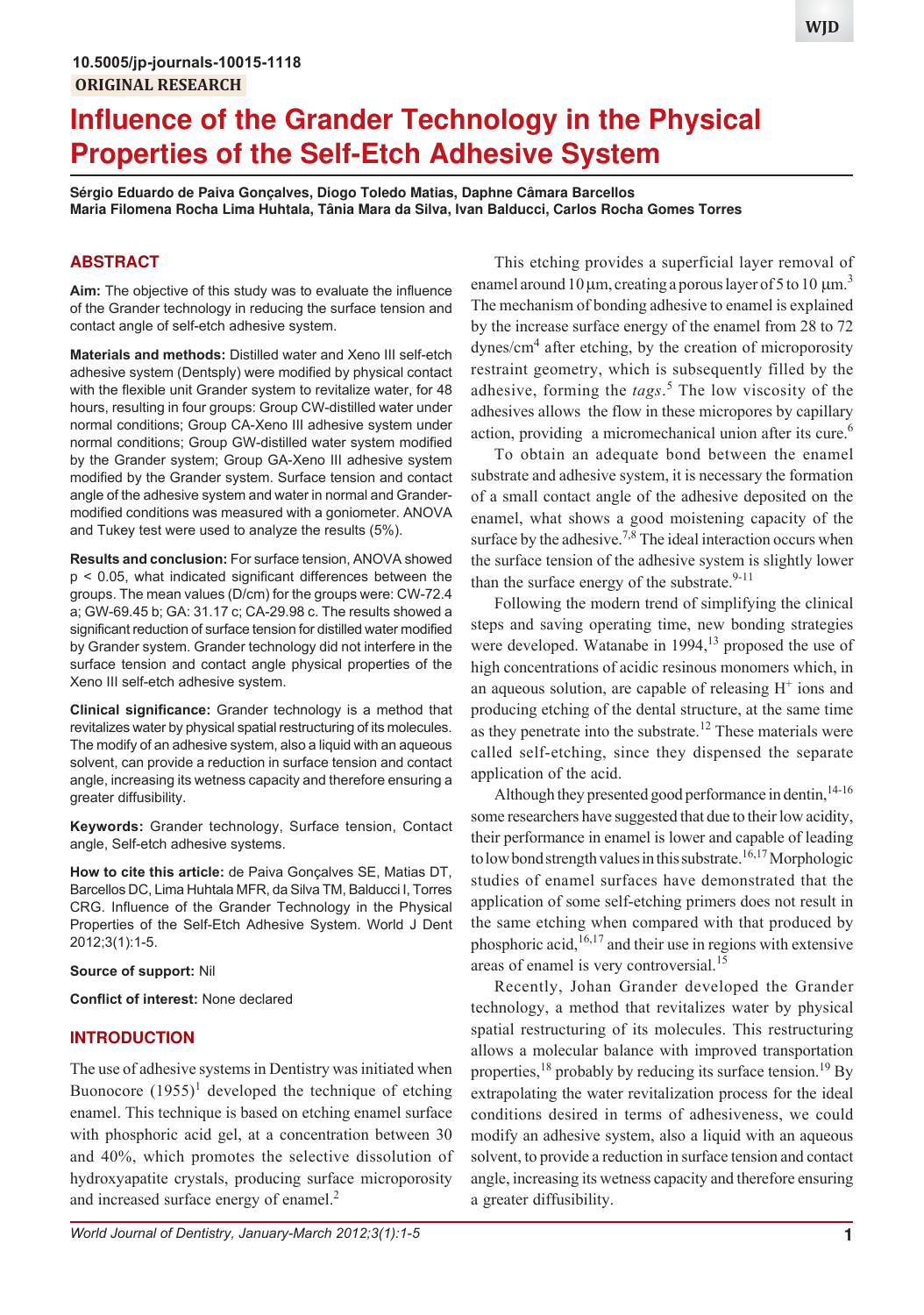10.5005/jp-journals-10015-1118

ORIGINAL RESEARCH

# Influence of the Grander Technology in the Physical Properties of the Self-Etch Adhesive System

**Sérgio Eduardo de Paiva Gonçalves, Diogo Toledo Matias, Daphne Câmara Barcellos**
**Maria Filomena Rocha Lima Huhtala, Tânia Mara da Silva, Ivan Balducci, Carlos Rocha Gomes Torres**

## ABSTRACT

**Aim:** The objective of this study was to evaluate the influence of the Grander technology in reducing the surface tension and contact angle of self-etch adhesive system.

**Materials and methods:** Distilled water and Xeno III self-etch adhesive system (Dentsply) were modified by physical contact with the flexible unit Grander system to revitalize water, for 48 hours, resulting in four groups: Group CW-distilled water under normal conditions; Group CA-Xeno III adhesive system under normal conditions; Group GW-distilled water system modified by the Grander system; Group GA-Xeno III adhesive system modified by the Grander system. Surface tension and contact angle of the adhesive system and water in normal and Grander-modified conditions was measured with a goniometer. ANOVA and Tukey test were used to analyze the results (5%).

**Results and conclusion:** For surface tension, ANOVA showed $p < 0.05$, what indicated significant differences between the groups. The mean values (D/cm) for the groups were: CW-72.4 a; GW-69.45 b; GA: 31.17 c; CA-29.98 c. The results showed a significant reduction of surface tension for distilled water modified by Grander system. Grander technology did not interfere in the surface tension and contact angle physical properties of the Xeno III self-etch adhesive system.

**Clinical significance:** Grander technology is a method that revitalizes water by physical spatial restructuring of its molecules. The modify of an adhesive system, also a liquid with an aqueous solvent, can provide a reduction in surface tension and contact angle, increasing its wetness capacity and therefore ensuring a greater diffusibility.

**Keywords:** Grander technology, Surface tension, Contact angle, Self-etch adhesive systems.

**How to cite this article:** de Paiva Gonçalves SE, Matias DT, Barcellos DC, Lima Huhtala MFR, da Silva TM, Balducci I, Torres CRG. Influence of the Grander Technology in the Physical Properties of the Self-Etch Adhesive System. World J Dent 2012;3(1):1-5.

**Source of support:** Nil

**Conflict of interest:** None declared

## INTRODUCTION

The use of adhesive systems in Dentistry was initiated when Buonocore (1955)[1] developed the technique of etching enamel. This technique is based on etching enamel surface with phosphoric acid gel, at a concentration between 30 and 40%, which promotes the selective dissolution of hydroxyapatite crystals, producing surface microporosity and increased surface energy of enamel.[2]

This etching provides a superficial layer removal of enamel around 10 µm, creating a porous layer of 5 to 10 µm.[3] The mechanism of bonding adhesive to enamel is explained by the increase surface energy of the enamel from 28 to 72 dynes/cm[4] after etching, by the creation of microporosity restraint geometry, which is subsequently filled by the adhesive, forming the *tags*.[5] The low viscosity of the adhesives allows the flow in these micropores by capillary action, providing a micromechanical union after its cure.[6]

To obtain an adequate bond between the enamel substrate and adhesive system, it is necessary the formation of a small contact angle of the adhesive deposited on the enamel, what shows a good moistening capacity of the surface by the adhesive.[7,8] The ideal interaction occurs when the surface tension of the adhesive system is slightly lower than the surface energy of the substrate.[9-11]

Following the modern trend of simplifying the clinical steps and saving operating time, new bonding strategies were developed. Watanabe in 1994,[13] proposed the use of high concentrations of acidic resinous monomers which, in an aqueous solution, are capable of releasing $H^+$ ions and producing etching of the dental structure, at the same time as they penetrate into the substrate.[12] These materials were called self-etching, since they dispensed the separate application of the acid.

Although they presented good performance in dentin,[14-16] some researchers have suggested that due to their low acidity, their performance in enamel is lower and capable of leading to low bond strength values in this substrate.[16,17] Morphologic studies of enamel surfaces have demonstrated that the application of some self-etching primers does not result in the same etching when compared with that produced by phosphoric acid,[16,17] and their use in regions with extensive areas of enamel is very controversial.[15]

Recently, Johan Grander developed the Grander technology, a method that revitalizes water by physical spatial restructuring of its molecules. This restructuring allows a molecular balance with improved transportation properties,[18] probably by reducing its surface tension.[19] By extrapolating the water revitalization process for the ideal conditions desired in terms of adhesiveness, we could modify an adhesive system, also a liquid with an aqueous solvent, to provide a reduction in surface tension and contact angle, increasing its wetness capacity and therefore ensuring a greater diffusibility.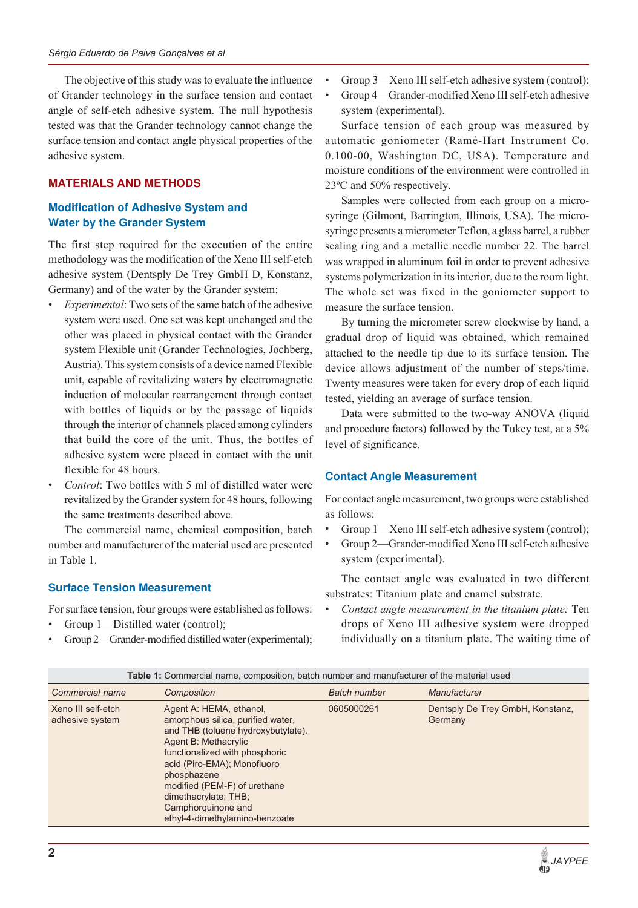The objective of this study was to evaluate the influence of Grander technology in the surface tension and contact angle of self-etch adhesive system. The null hypothesis tested was that the Grander technology cannot change the surface tension and contact angle physical properties of the adhesive system.

## MATERIALS AND METHODS

### Modification of Adhesive System and Water by the Grander System

The first step required for the execution of the entire methodology was the modification of the Xeno III self-etch adhesive system (Dentsply De Trey GmbH D, Konstanz, Germany) and of the water by the Grander system:

- *Experimental*: Two sets of the same batch of the adhesive system were used. One set was kept unchanged and the other was placed in physical contact with the Grander system Flexible unit (Grander Technologies, Jochberg, Austria). This system consists of a device named Flexible unit, capable of revitalizing waters by electromagnetic induction of molecular rearrangement through contact with bottles of liquids or by the passage of liquids through the interior of channels placed among cylinders that build the core of the unit. Thus, the bottles of adhesive system were placed in contact with the unit flexible for 48 hours.
- *Control*: Two bottles with 5 ml of distilled water were revitalized by the Grander system for 48 hours, following the same treatments described above.

The commercial name, chemical composition, batch number and manufacturer of the material used are presented in Table 1.

### Surface Tension Measurement

For surface tension, four groups were established as follows:

- Group 1—Distilled water (control);
- Group 2—Grander-modified distilled water (experimental);
- Group 3—Xeno III self-etch adhesive system (control);
- Group 4—Grander-modified Xeno III self-etch adhesive system (experimental).

Surface tension of each group was measured by automatic goniometer (Ramé-Hart Instrument Co. 0.100-00, Washington DC, USA). Temperature and moisture conditions of the environment were controlled in 23ºC and 50% respectively.

Samples were collected from each group on a micro-syringe (Gilmont, Barrington, Illinois, USA). The micro-syringe presents a micrometer Teflon, a glass barrel, a rubber sealing ring and a metallic needle number 22. The barrel was wrapped in aluminum foil in order to prevent adhesive systems polymerization in its interior, due to the room light. The whole set was fixed in the goniometer support to measure the surface tension.

By turning the micrometer screw clockwise by hand, a gradual drop of liquid was obtained, which remained attached to the needle tip due to its surface tension. The device allows adjustment of the number of steps/time. Twenty measures were taken for every drop of each liquid tested, yielding an average of surface tension.

Data were submitted to the two-way ANOVA (liquid and procedure factors) followed by the Tukey test, at a 5% level of significance.

### Contact Angle Measurement

For contact angle measurement, two groups were established as follows:

- Group 1—Xeno III self-etch adhesive system (control);
- Group 2—Grander-modified Xeno III self-etch adhesive system (experimental).

The contact angle was evaluated in two different substrates: Titanium plate and enamel substrate.

- *Contact angle measurement in the titanium plate:* Ten drops of Xeno III adhesive system were dropped individually on a titanium plate. The waiting time of

**Table 1:** Commercial name, composition, batch number and manufacturer of the material used

| *Commercial name* | *Composition* | *Batch number* | *Manufacturer* |
|---|---|---|---|
| Xeno III self-etch adhesive system | Agent A: HEMA, ethanol, amorphous silica, purified water, and THB (toluene hydroxybutylate). Agent B: Methacrylic functionalized with phosphoric acid (Piro-EMA); Monofluoro phosphazene modified (PEM-F) of urethane dimethacrylate; THB; Camphorquinone and ethyl-4-dimethylamino-benzoate | 0605000261 | Dentsply De Trey GmbH, Konstanz, Germany |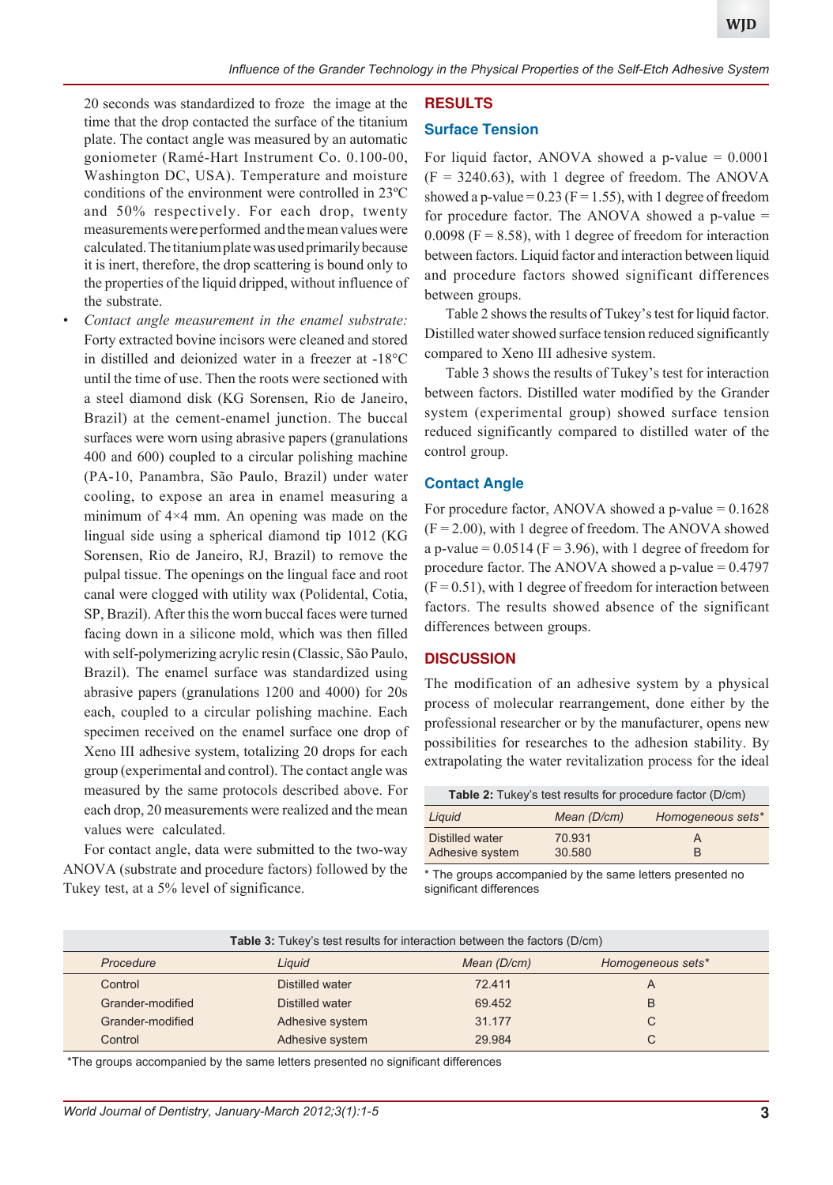20 seconds was standardized to froze the image at the time that the drop contacted the surface of the titanium plate. The contact angle was measured by an automatic goniometer (Ramé-Hart Instrument Co. 0.100-00, Washington DC, USA). Temperature and moisture conditions of the environment were controlled in 23ºC and 50% respectively. For each drop, twenty measurements were performed and the mean values were calculated. The titanium plate was used primarily because it is inert, therefore, the drop scattering is bound only to the properties of the liquid dripped, without influence of the substrate.

- *Contact angle measurement in the enamel substrate:* Forty extracted bovine incisors were cleaned and stored in distilled and deionized water in a freezer at -18°C until the time of use. Then the roots were sectioned with a steel diamond disk (KG Sorensen, Rio de Janeiro, Brazil) at the cement-enamel junction. The buccal surfaces were worn using abrasive papers (granulations 400 and 600) coupled to a circular polishing machine (PA-10, Panambra, São Paulo, Brazil) under water cooling, to expose an area in enamel measuring a minimum of 4×4 mm. An opening was made on the lingual side using a spherical diamond tip 1012 (KG Sorensen, Rio de Janeiro, RJ, Brazil) to remove the pulpal tissue. The openings on the lingual face and root canal were clogged with utility wax (Polidental, Cotia, SP, Brazil). After this the worn buccal faces were turned facing down in a silicone mold, which was then filled with self-polymerizing acrylic resin (Classic, São Paulo, Brazil). The enamel surface was standardized using abrasive papers (granulations 1200 and 4000) for 20s each, coupled to a circular polishing machine. Each specimen received on the enamel surface one drop of Xeno III adhesive system, totalizing 20 drops for each group (experimental and control). The contact angle was measured by the same protocols described above. For each drop, 20 measurements were realized and the mean values were calculated.

For contact angle, data were submitted to the two-way ANOVA (substrate and procedure factors) followed by the Tukey test, at a 5% level of significance.

# RESULTS

## Surface Tension

For liquid factor, ANOVA showed a p-value = 0.0001 (F = 3240.63), with 1 degree of freedom. The ANOVA showed a p-value = 0.23 (F = 1.55), with 1 degree of freedom for procedure factor. The ANOVA showed a p-value = 0.0098 (F = 8.58), with 1 degree of freedom for interaction between factors. Liquid factor and interaction between liquid and procedure factors showed significant differences between groups.

Table 2 shows the results of Tukey's test for liquid factor. Distilled water showed surface tension reduced significantly compared to Xeno III adhesive system.

Table 3 shows the results of Tukey's test for interaction between factors. Distilled water modified by the Grander system (experimental group) showed surface tension reduced significantly compared to distilled water of the control group.

## Contact Angle

For procedure factor, ANOVA showed a p-value = 0.1628 (F = 2.00), with 1 degree of freedom. The ANOVA showed a p-value = 0.0514 (F = 3.96), with 1 degree of freedom for procedure factor. The ANOVA showed a p-value = 0.4797 (F = 0.51), with 1 degree of freedom for interaction between factors. The results showed absence of the significant differences between groups.

# DISCUSSION

The modification of an adhesive system by a physical process of molecular rearrangement, done either by the professional researcher or by the manufacturer, opens new possibilities for researches to the adhesion stability. By extrapolating the water revitalization process for the ideal

**Table 2:** Tukey's test results for procedure factor (D/cm)

| *Liquid* | *Mean (D/cm)* | *Homogeneous sets\** |
|---|---|---|
| Distilled water | 70.931 | A |
| Adhesive system | 30.580 | B |

\* The groups accompanied by the same letters presented no significant differences

**Table 3:** Tukey's test results for interaction between the factors (D/cm)

| *Procedure* | *Liquid* | *Mean (D/cm)* | *Homogeneous sets\** |
|---|---|---|---|
| Control | Distilled water | 72.411 | A |
| Grander-modified | Distilled water | 69.452 | B |
| Grander-modified | Adhesive system | 31.177 | C |
| Control | Adhesive system | 29.984 | C |

\*The groups accompanied by the same letters presented no significant differences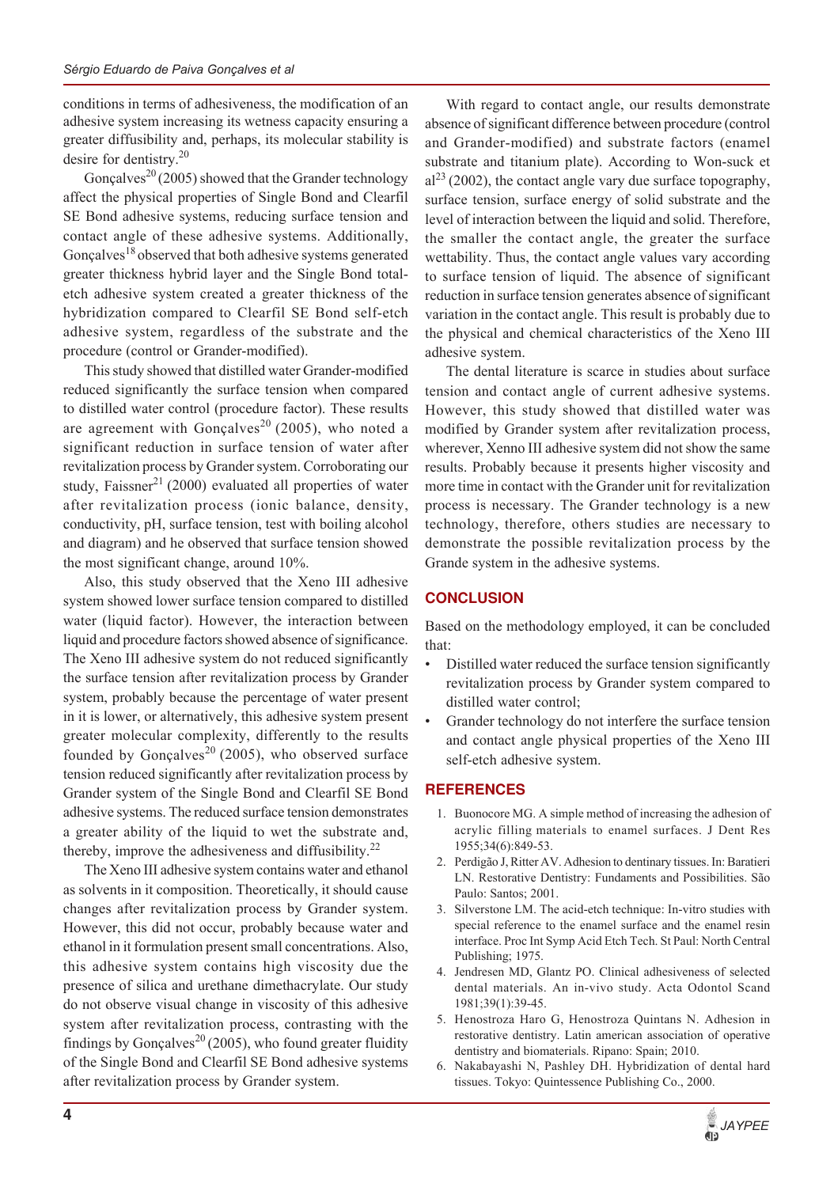conditions in terms of adhesiveness, the modification of an adhesive system increasing its wetness capacity ensuring a greater diffusibility and, perhaps, its molecular stability is desire for dentistry.[20]

Gonçalves[20] (2005) showed that the Grander technology affect the physical properties of Single Bond and Clearfil SE Bond adhesive systems, reducing surface tension and contact angle of these adhesive systems. Additionally, Gonçalves[18] observed that both adhesive systems generated greater thickness hybrid layer and the Single Bond total-etch adhesive system created a greater thickness of the hybridization compared to Clearfil SE Bond self-etch adhesive system, regardless of the substrate and the procedure (control or Grander-modified).

This study showed that distilled water Grander-modified reduced significantly the surface tension when compared to distilled water control (procedure factor). These results are agreement with Gonçalves[20] (2005), who noted a significant reduction in surface tension of water after revitalization process by Grander system. Corroborating our study, Faissner[21] (2000) evaluated all properties of water after revitalization process (ionic balance, density, conductivity, pH, surface tension, test with boiling alcohol and diagram) and he observed that surface tension showed the most significant change, around 10%.

Also, this study observed that the Xeno III adhesive system showed lower surface tension compared to distilled water (liquid factor). However, the interaction between liquid and procedure factors showed absence of significance. The Xeno III adhesive system do not reduced significantly the surface tension after revitalization process by Grander system, probably because the percentage of water present in it is lower, or alternatively, this adhesive system present greater molecular complexity, differently to the results founded by Gonçalves[20] (2005), who observed surface tension reduced significantly after revitalization process by Grander system of the Single Bond and Clearfil SE Bond adhesive systems. The reduced surface tension demonstrates a greater ability of the liquid to wet the substrate and, thereby, improve the adhesiveness and diffusibility.[22]

The Xeno III adhesive system contains water and ethanol as solvents in it composition. Theoretically, it should cause changes after revitalization process by Grander system. However, this did not occur, probably because water and ethanol in it formulation present small concentrations. Also, this adhesive system contains high viscosity due the presence of silica and urethane dimethacrylate. Our study do not observe visual change in viscosity of this adhesive system after revitalization process, contrasting with the findings by Gonçalves[20] (2005), who found greater fluidity of the Single Bond and Clearfil SE Bond adhesive systems after revitalization process by Grander system.

With regard to contact angle, our results demonstrate absence of significant difference between procedure (control and Grander-modified) and substrate factors (enamel substrate and titanium plate). According to Won-suck et al[23] (2002), the contact angle vary due surface topography, surface tension, surface energy of solid substrate and the level of interaction between the liquid and solid. Therefore, the smaller the contact angle, the greater the surface wettability. Thus, the contact angle values vary according to surface tension of liquid. The absence of significant reduction in surface tension generates absence of significant variation in the contact angle. This result is probably due to the physical and chemical characteristics of the Xeno III adhesive system.

The dental literature is scarce in studies about surface tension and contact angle of current adhesive systems. However, this study showed that distilled water was modified by Grander system after revitalization process, wherever, Xenno III adhesive system did not show the same results. Probably because it presents higher viscosity and more time in contact with the Grander unit for revitalization process is necessary. The Grander technology is a new technology, therefore, others studies are necessary to demonstrate the possible revitalization process by the Grande system in the adhesive systems.

## CONCLUSION

Based on the methodology employed, it can be concluded that:

- Distilled water reduced the surface tension significantly revitalization process by Grander system compared to distilled water control;
- Grander technology do not interfere the surface tension and contact angle physical properties of the Xeno III self-etch adhesive system.

## REFERENCES

1. Buonocore MG. A simple method of increasing the adhesion of acrylic filling materials to enamel surfaces. J Dent Res 1955;34(6):849-53.
2. Perdigão J, Ritter AV. Adhesion to dentinary tissues. In: Baratieri LN. Restorative Dentistry: Fundaments and Possibilities. São Paulo: Santos; 2001.
3. Silverstone LM. The acid-etch technique: In-vitro studies with special reference to the enamel surface and the enamel resin interface. Proc Int Symp Acid Etch Tech. St Paul: North Central Publishing; 1975.
4. Jendresen MD, Glantz PO. Clinical adhesiveness of selected dental materials. An in-vivo study. Acta Odontol Scand 1981;39(1):39-45.
5. Henostroza Haro G, Henostroza Quintans N. Adhesion in restorative dentistry. Latin american association of operative dentistry and biomaterials. Ripano: Spain; 2010.
6. Nakabayashi N, Pashley DH. Hybridization of dental hard tissues. Tokyo: Quintessence Publishing Co., 2000.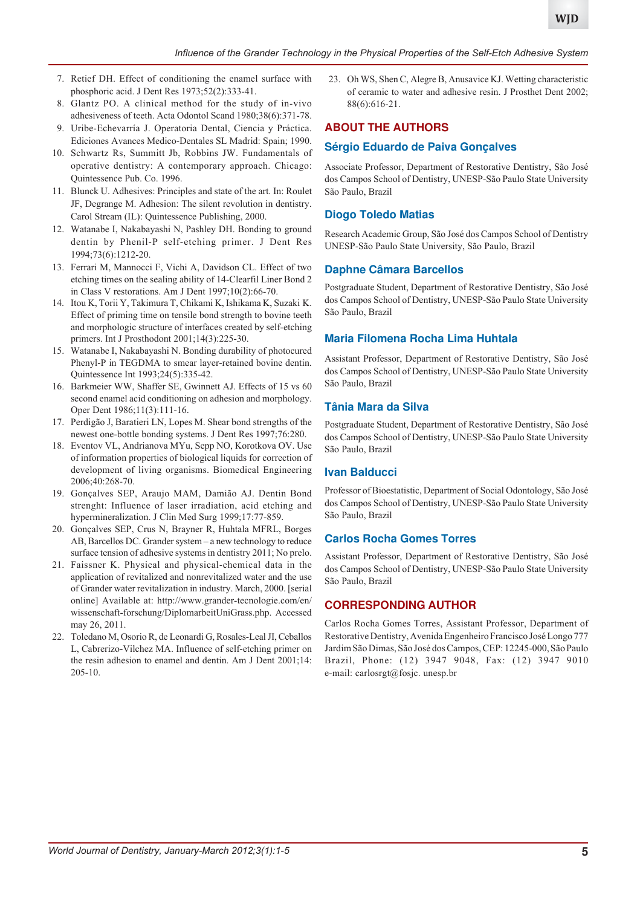7. Retief DH. Effect of conditioning the enamel surface with phosphoric acid. J Dent Res 1973;52(2):333-41.
8. Glantz PO. A clinical method for the study of in-vivo adhesiveness of teeth. Acta Odontol Scand 1980;38(6):371-78.
9. Uribe-Echevarría J. Operatoria Dental, Ciencia y Práctica. Ediciones Avances Medico-Dentales SL Madrid: Spain; 1990.
10. Schwartz Rs, Summitt Jb, Robbins JW. Fundamentals of operative dentistry: A contemporary approach. Chicago: Quintessence Pub. Co. 1996.
11. Blunck U. Adhesives: Principles and state of the art. In: Roulet JF, Degrange M. Adhesion: The silent revolution in dentistry. Carol Stream (IL): Quintessence Publishing, 2000.
12. Watanabe I, Nakabayashi N, Pashley DH. Bonding to ground dentin by Phenil-P self-etching primer. J Dent Res 1994;73(6):1212-20.
13. Ferrari M, Mannocci F, Vichi A, Davidson CL. Effect of two etching times on the sealing ability of 14-Clearfil Liner Bond 2 in Class V restorations. Am J Dent 1997;10(2):66-70.
14. Itou K, Torii Y, Takimura T, Chikami K, Ishikama K, Suzaki K. Effect of priming time on tensile bond strength to bovine teeth and morphologic structure of interfaces created by self-etching primers. Int J Prosthodont 2001;14(3):225-30.
15. Watanabe I, Nakabayashi N. Bonding durability of photocured Phenyl-P in TEGDMA to smear layer-retained bovine dentin. Quintessence Int 1993;24(5):335-42.
16. Barkmeier WW, Shaffer SE, Gwinnett AJ. Effects of 15 vs 60 second enamel acid conditioning on adhesion and morphology. Oper Dent 1986;11(3):111-16.
17. Perdigão J, Baratieri LN, Lopes M. Shear bond strengths of the newest one-bottle bonding systems. J Dent Res 1997;76:280.
18. Eventov VL, Andrianova MYu, Sepp NO, Korotkova OV. Use of information properties of biological liquids for correction of development of living organisms. Biomedical Engineering 2006;40:268-70.
19. Gonçalves SEP, Araujo MAM, Damião AJ. Dentin Bond strenght: Influence of laser irradiation, acid etching and hypermineralization. J Clin Med Surg 1999;17:77-859.
20. Gonçalves SEP, Crus N, Brayner R, Huhtala MFRL, Borges AB, Barcellos DC. Grander system – a new technology to reduce surface tension of adhesive systems in dentistry 2011; No prelo.
21. Faissner K. Physical and physical-chemical data in the application of revitalized and nonrevitalized water and the use of Grander water revitalization in industry. March, 2000. [serial online] Available at: http://www.grander-tecnologie.com/en/wissenschaft-forschung/DiplomarbeitUniGrass.php. Accessed may 26, 2011.
22. Toledano M, Osorio R, de Leonardi G, Rosales-Leal JI, Ceballos L, Cabrerizo-Vilchez MA. Influence of self-etching primer on the resin adhesion to enamel and dentin. Am J Dent 2001;14:205-10.
23. Oh WS, Shen C, Alegre B, Anusavice KJ. Wetting characteristic of ceramic to water and adhesive resin. J Prosthet Dent 2002;88(6):616-21.

## ABOUT THE AUTHORS

### Sérgio Eduardo de Paiva Gonçalves

Associate Professor, Department of Restorative Dentistry, São José dos Campos School of Dentistry, UNESP-São Paulo State University São Paulo, Brazil

### Diogo Toledo Matias

Research Academic Group, São José dos Campos School of Dentistry UNESP-São Paulo State University, São Paulo, Brazil

### Daphne Câmara Barcellos

Postgraduate Student, Department of Restorative Dentistry, São José dos Campos School of Dentistry, UNESP-São Paulo State University São Paulo, Brazil

### Maria Filomena Rocha Lima Huhtala

Assistant Professor, Department of Restorative Dentistry, São José dos Campos School of Dentistry, UNESP-São Paulo State University São Paulo, Brazil

### Tânia Mara da Silva

Postgraduate Student, Department of Restorative Dentistry, São José dos Campos School of Dentistry, UNESP-São Paulo State University São Paulo, Brazil

### Ivan Balducci

Professor of Bioestatistic, Department of Social Odontology, São José dos Campos School of Dentistry, UNESP-São Paulo State University São Paulo, Brazil

### Carlos Rocha Gomes Torres

Assistant Professor, Department of Restorative Dentistry, São José dos Campos School of Dentistry, UNESP-São Paulo State University São Paulo, Brazil

## CORRESPONDING AUTHOR

Carlos Rocha Gomes Torres, Assistant Professor, Department of Restorative Dentistry, Avenida Engenheiro Francisco José Longo 777 Jardim São Dimas, São José dos Campos, CEP: 12245-000, São Paulo Brazil, Phone: (12) 3947 9048, Fax: (12) 3947 9010 e-mail: carlosrgt@fosjc. unesp.br